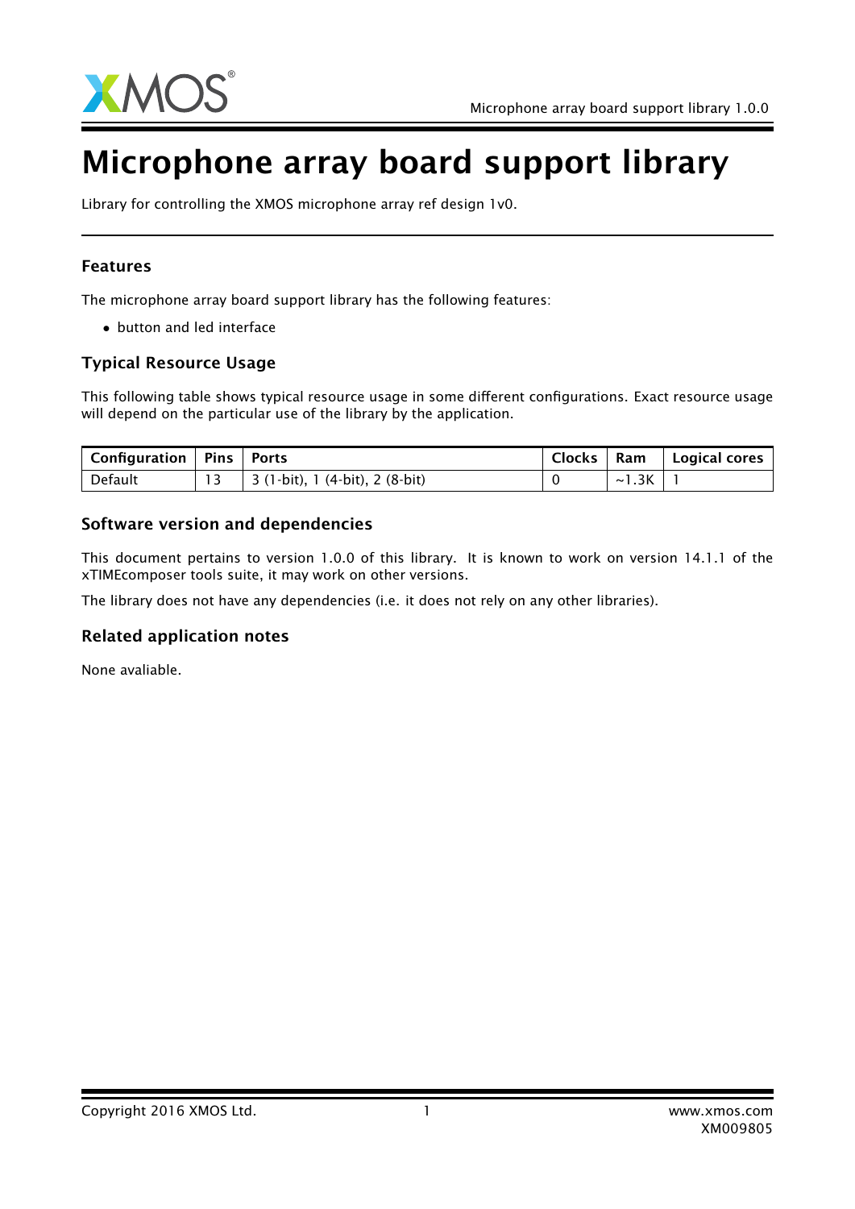# Microphone array board support library

Library for controlling the XMOS microphone array ref design 1v0.

## Features

The microphone array board support library has the following features:

- button and led interface

## Typical Resource Usage

This following table shows typical resource usage in some different configurations. Exact resource usage will depend on the particular use of the library by the application.

| Configuration | Pins | Ports | Clocks | Ram | Logical cores |
|---|---|---|---|---|---|
| Default | 13 | 3 (1-bit), 1 (4-bit), 2 (8-bit) | 0 | ~1.3K | 1 |

## Software version and dependencies

This document pertains to version 1.0.0 of this library. It is known to work on version 14.1.1 of the xTIMEcomposer tools suite, it may work on other versions.

The library does not have any dependencies (i.e. it does not rely on any other libraries).

## Related application notes

None avaliable.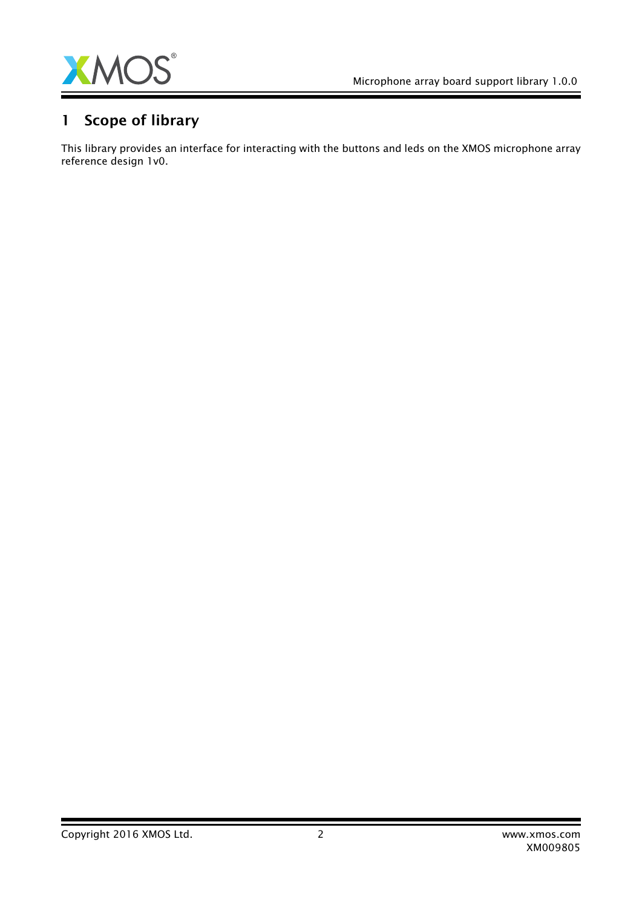# 1 Scope of library

This library provides an interface for interacting with the buttons and leds on the XMOS microphone array reference design 1v0.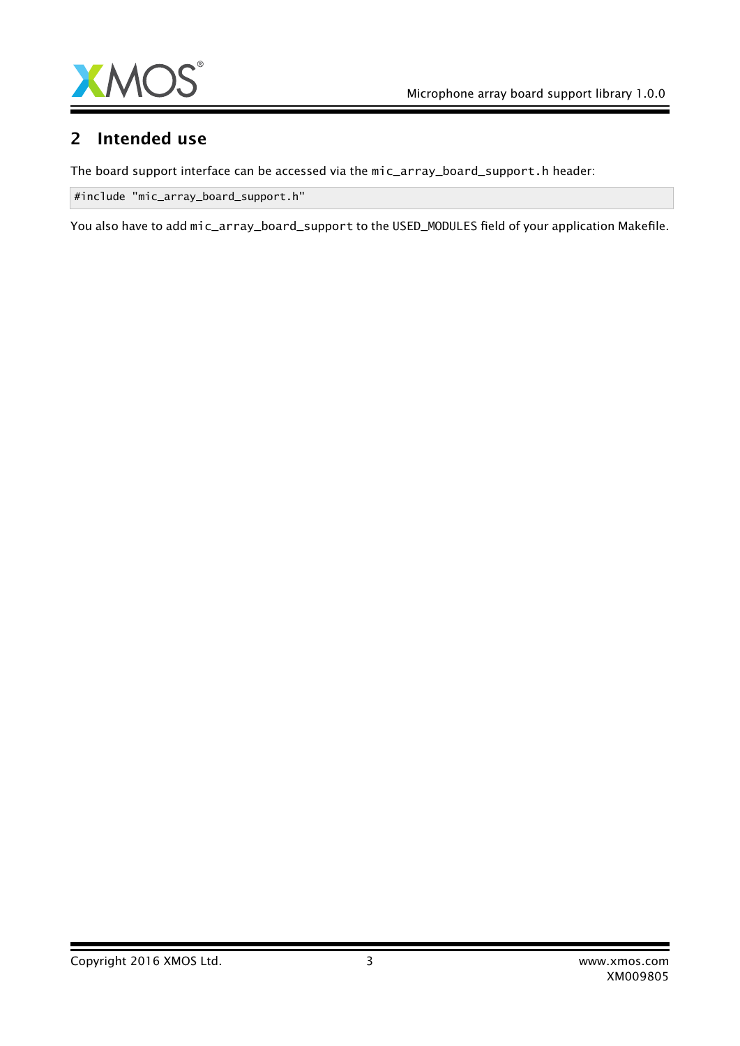## 2 Intended use

The board support interface can be accessed via the `mic_array_board_support.h` header:

```
#include "mic_array_board_support.h"
```

You also have to add `mic_array_board_support` to the USED_MODULES field of your application Makefile.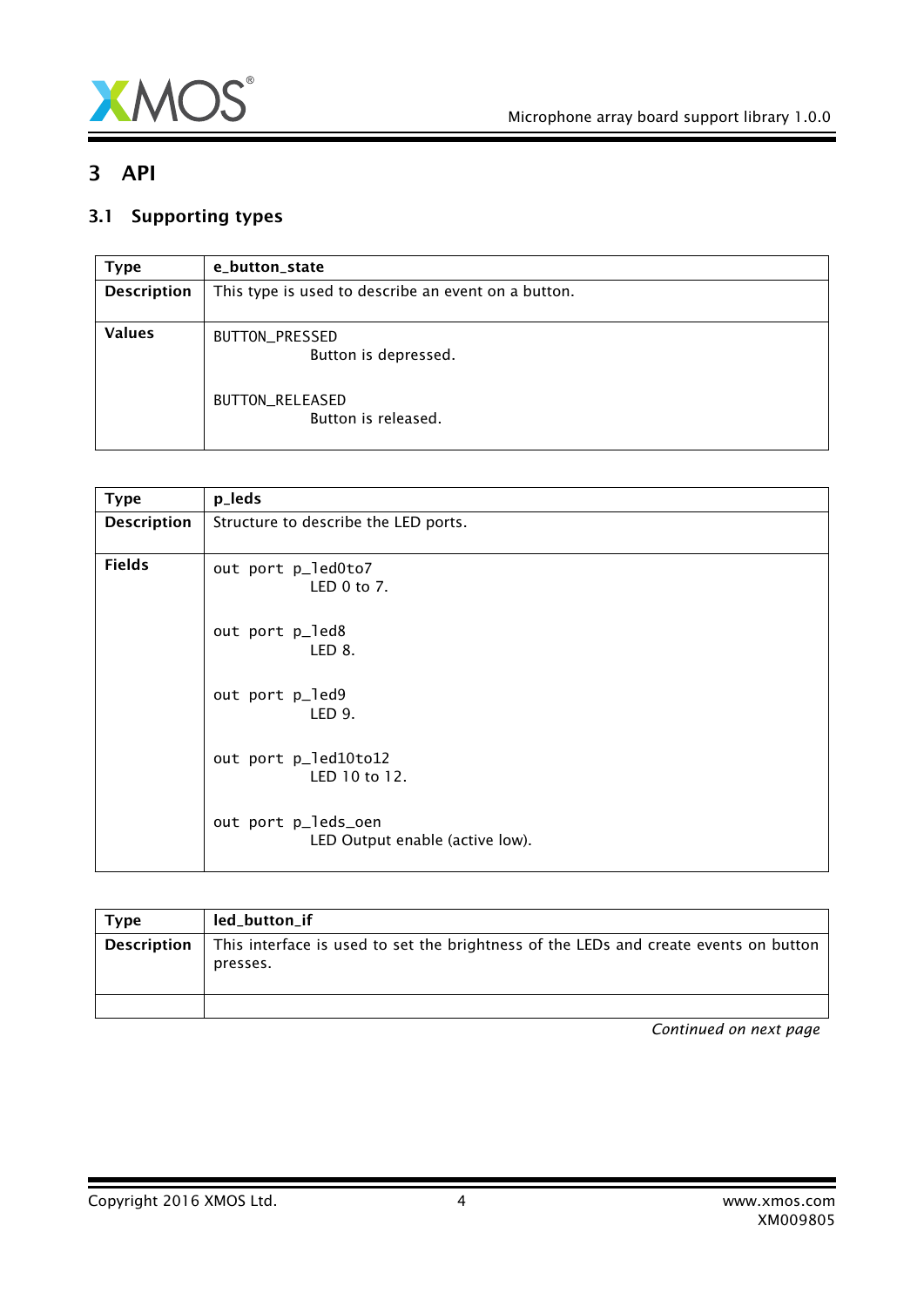# 3 API

## 3.1 Supporting types

| Type | e_button_state |
|---|---|
| Description | This type is used to describe an event on a button. |
| Values | BUTTON_PRESSED<br>Button is depressed.<br><br>BUTTON_RELEASED<br>Button is released. |

| Type | p_leds |
|---|---|
| Description | Structure to describe the LED ports. |
| Fields | out port p_led0to7<br>LED 0 to 7.<br><br>out port p_led8<br>LED 8.<br><br>out port p_led9<br>LED 9.<br><br>out port p_led10to12<br>LED 10 to 12.<br><br>out port p_leds_oen<br>LED Output enable (active low). |

| Type | led_button_if |
|---|---|
| Description | This interface is used to set the brightness of the LEDs and create events on button presses. |
| | |

*Continued on next page*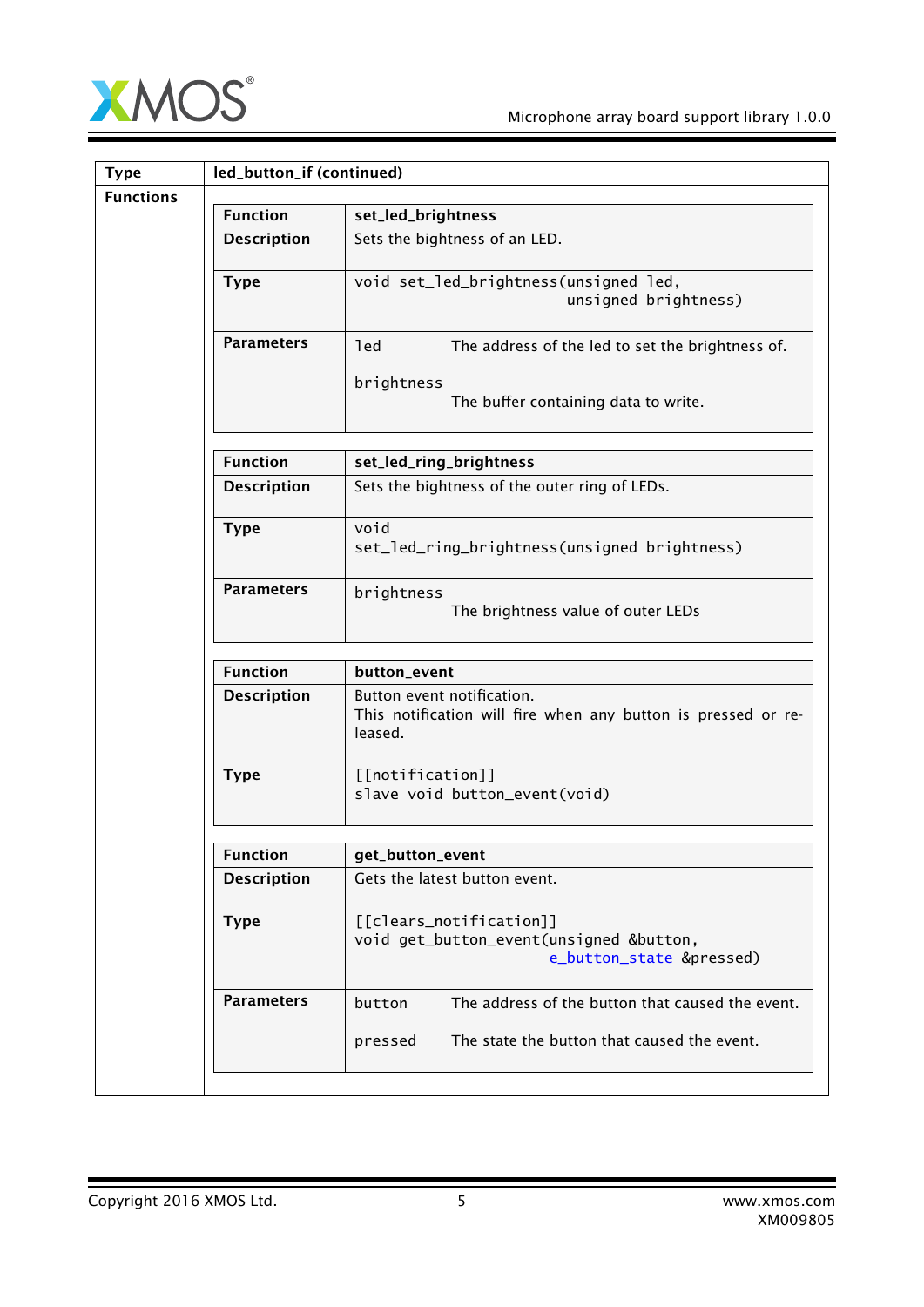| Type | led_button_if (continued) |
| --- | --- |
| Functions | |

| Function | set_led_brightness |
| --- | --- |
| Description | Sets the bightness of an LED. |
| Type | `void set_led_brightness(unsigned led, unsigned brightness)` |
| Parameters | `led` The address of the led to set the brightness of.<br>`brightness` The buffer containing data to write. |

| Function | set_led_ring_brightness |
| --- | --- |
| Description | Sets the bightness of the outer ring of LEDs. |
| Type | `void set_led_ring_brightness(unsigned brightness)` |
| Parameters | `brightness` The brightness value of outer LEDs |

| Function | button_event |
| --- | --- |
| Description | Button event notification.<br>This notification will fire when any button is pressed or released. |
| Type | `[[notification]] slave void button_event(void)` |

| Function | get_button_event |
| --- | --- |
| Description | Gets the latest button event. |
| Type | `[[clears_notification]] void get_button_event(unsigned &button, e_button_state &pressed)` |
| Parameters | `button` The address of the button that caused the event.<br>`pressed` The state the button that caused the event. |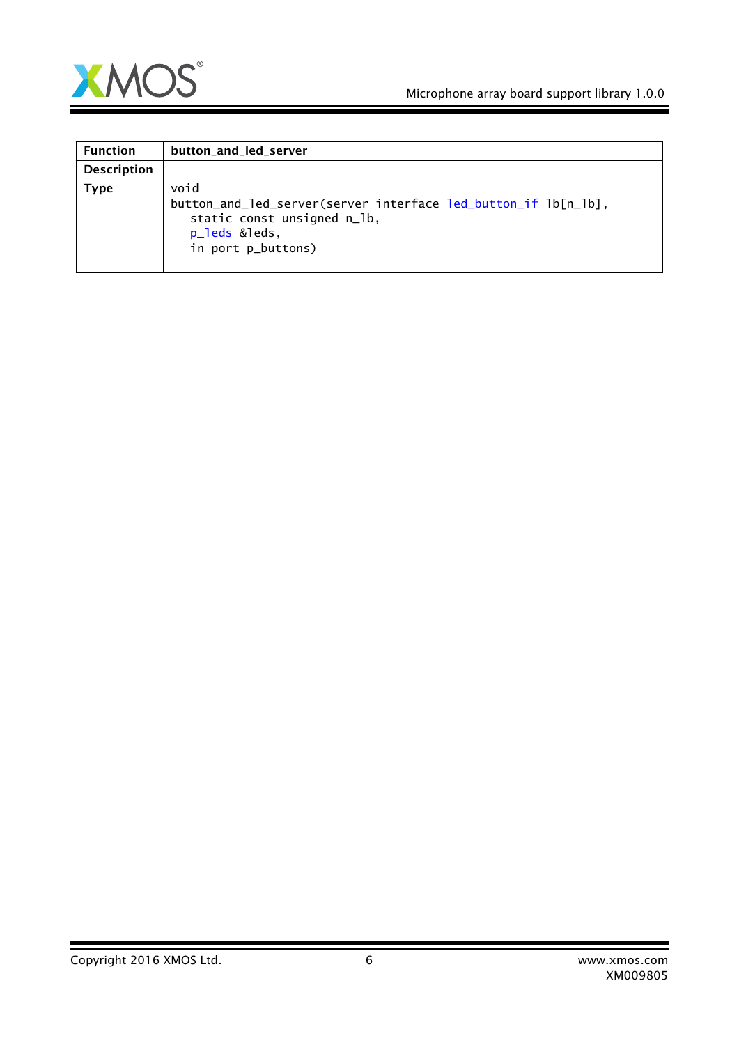| | |
|---|---|
| **Function** | **button_and_led_server** |
| **Description** | |
| **Type** | `void`<br>`button_and_led_server(server interface led_button_if lb[n_lb],`<br>`   static const unsigned n_lb,`<br>`   p_leds &leds,`<br>`   in port p_buttons)` |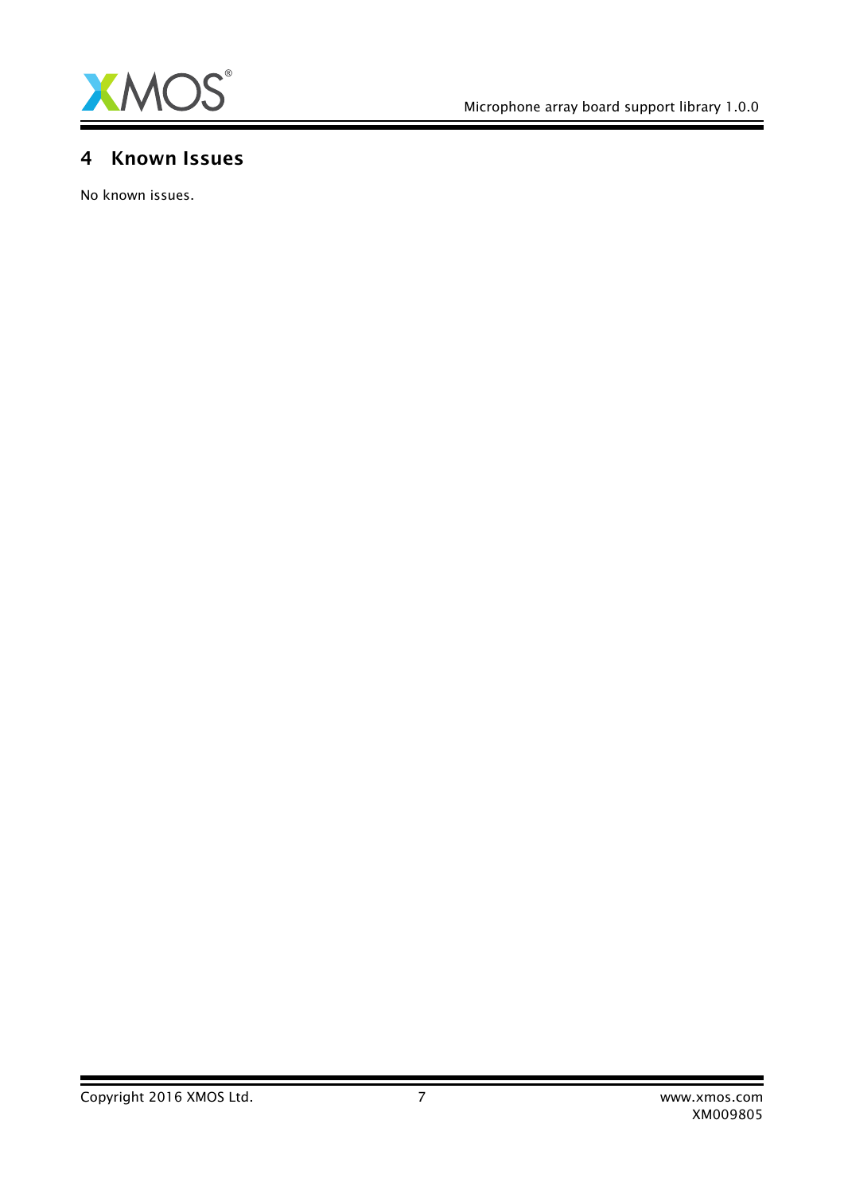## 4 Known Issues

No known issues.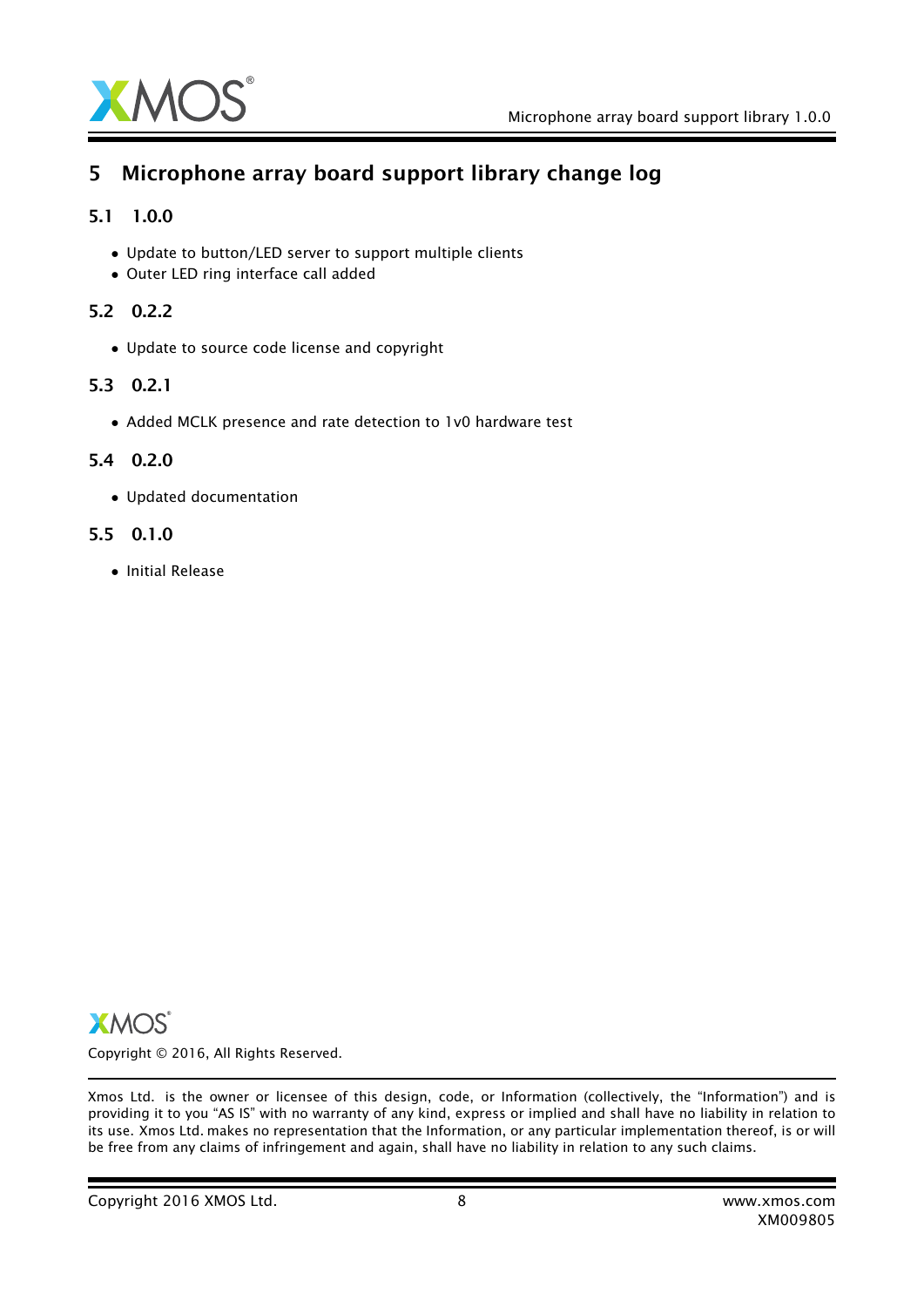# 5 Microphone array board support library change log

## 5.1 1.0.0

- Update to button/LED server to support multiple clients
- Outer LED ring interface call added

## 5.2 0.2.2

- Update to source code license and copyright

## 5.3 0.2.1

- Added MCLK presence and rate detection to 1v0 hardware test

## 5.4 0.2.0

- Updated documentation

## 5.5 0.1.0

- Initial Release

Copyright © 2016, All Rights Reserved.

Xmos Ltd. is the owner or licensee of this design, code, or Information (collectively, the "Information") and is providing it to you "AS IS" with no warranty of any kind, express or implied and shall have no liability in relation to its use. Xmos Ltd. makes no representation that the Information, or any particular implementation thereof, is or will be free from any claims of infringement and again, shall have no liability in relation to any such claims.